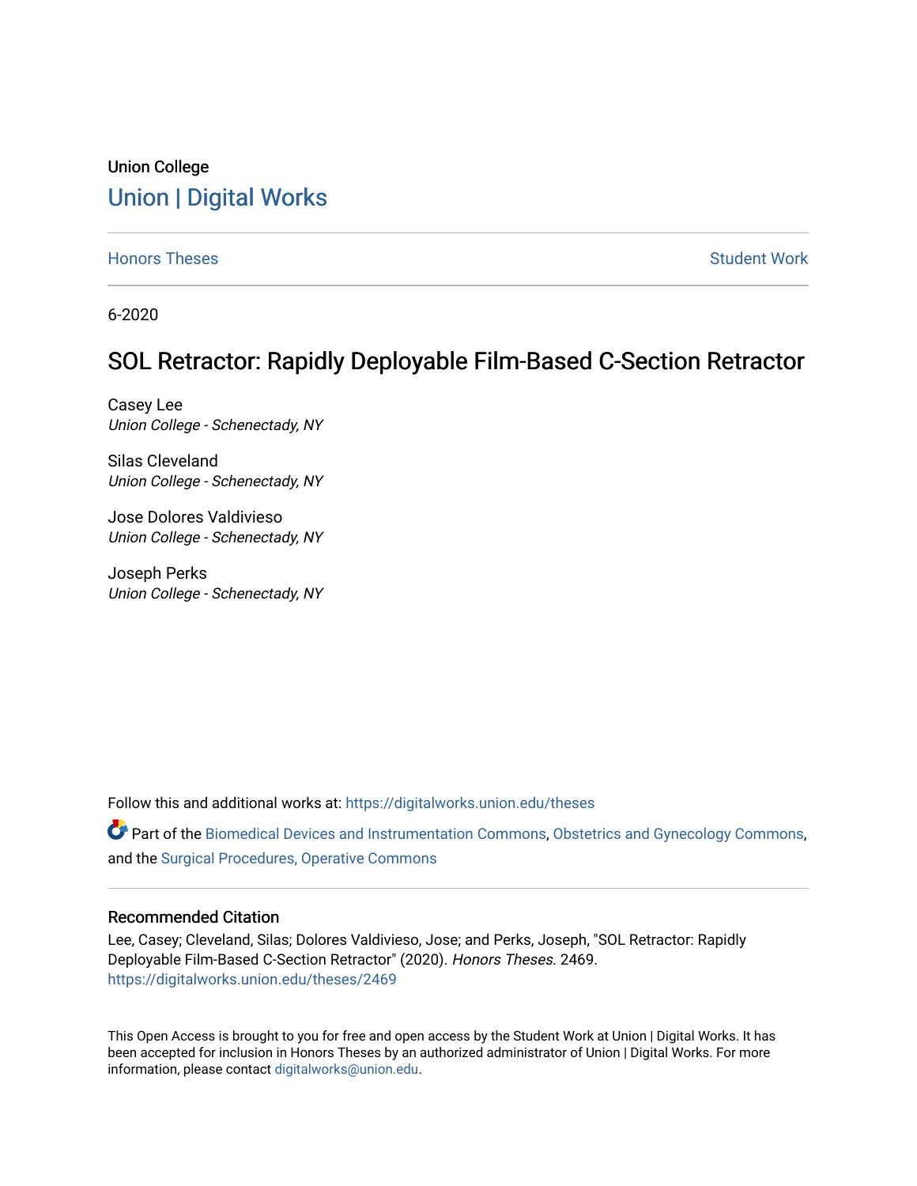Union College

# Union | Digital Works

Honors Theses | Student Work

6-2020

## SOL Retractor: Rapidly Deployable Film-Based C-Section Retractor

Casey Lee
*Union College - Schenectady, NY*

Silas Cleveland
*Union College - Schenectady, NY*

Jose Dolores Valdivieso
*Union College - Schenectady, NY*

Joseph Perks
*Union College - Schenectady, NY*

Follow this and additional works at: https://digitalworks.union.edu/theses

Part of the Biomedical Devices and Instrumentation Commons, Obstetrics and Gynecology Commons, and the Surgical Procedures, Operative Commons

### Recommended Citation

Lee, Casey; Cleveland, Silas; Dolores Valdivieso, Jose; and Perks, Joseph, "SOL Retractor: Rapidly Deployable Film-Based C-Section Retractor" (2020). *Honors Theses*. 2469.
https://digitalworks.union.edu/theses/2469

This Open Access is brought to you for free and open access by the Student Work at Union | Digital Works. It has been accepted for inclusion in Honors Theses by an authorized administrator of Union | Digital Works. For more information, please contact digitalworks@union.edu.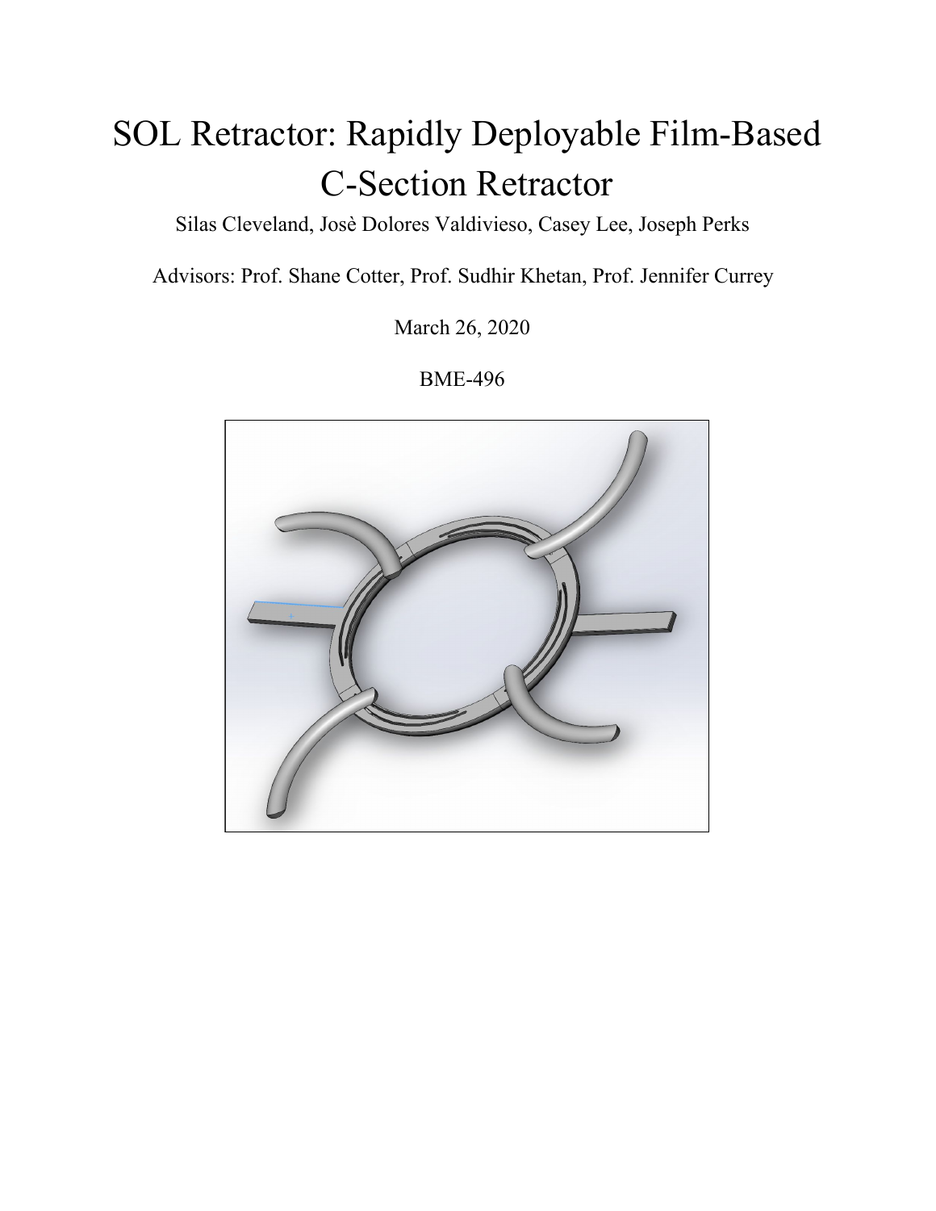# SOL Retractor: Rapidly Deployable Film-Based C-Section Retractor

Silas Cleveland, Josè Dolores Valdivieso, Casey Lee, Joseph Perks

Advisors: Prof. Shane Cotter, Prof. Sudhir Khetan, Prof. Jennifer Currey

March 26, 2020

BME-496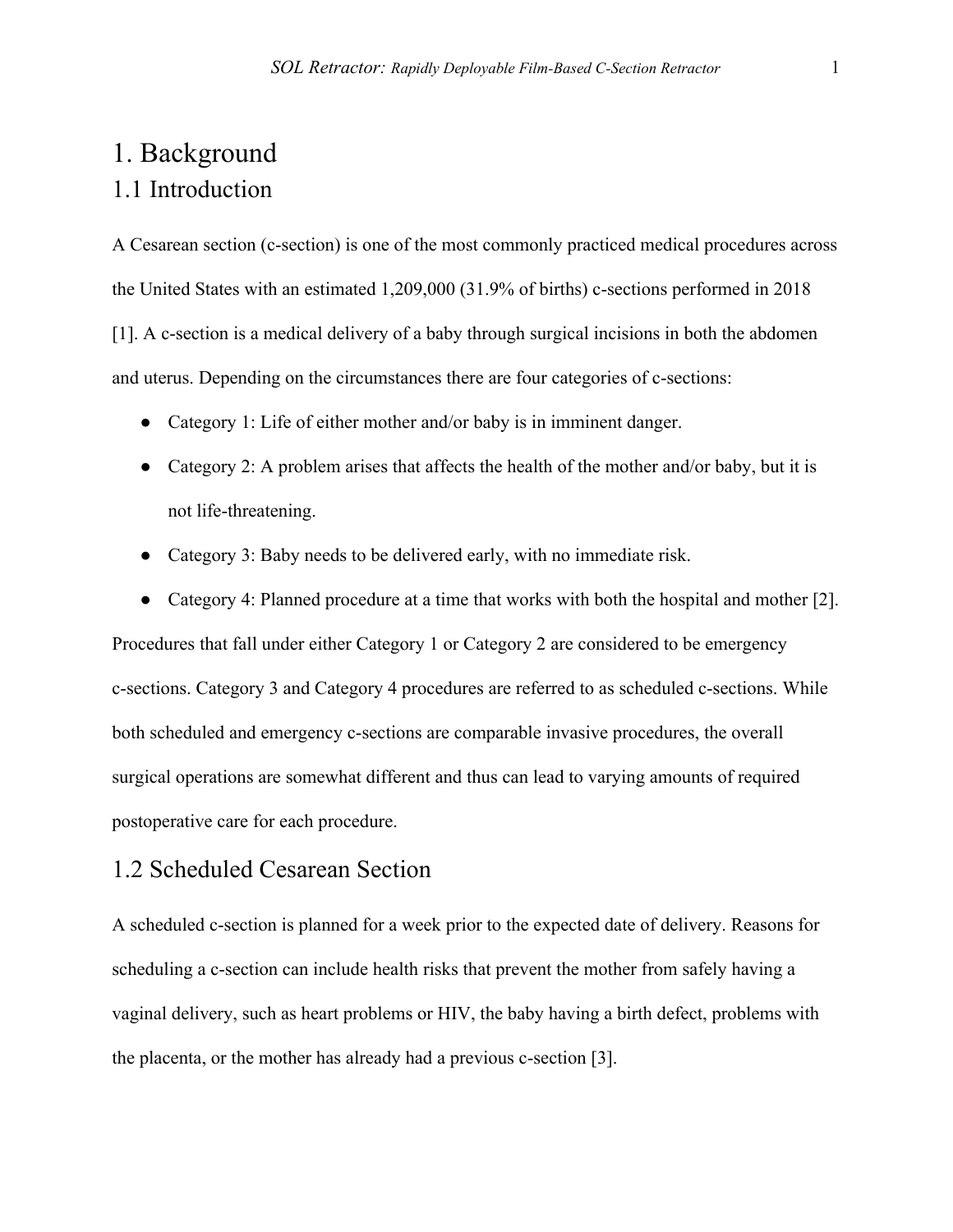# 1. Background

## 1.1 Introduction

A Cesarean section (c-section) is one of the most commonly practiced medical procedures across the United States with an estimated 1,209,000 (31.9% of births) c-sections performed in 2018 [1]. A c-section is a medical delivery of a baby through surgical incisions in both the abdomen and uterus. Depending on the circumstances there are four categories of c-sections:

- Category 1: Life of either mother and/or baby is in imminent danger.
- Category 2: A problem arises that affects the health of the mother and/or baby, but it is not life-threatening.
- Category 3: Baby needs to be delivered early, with no immediate risk.
- Category 4: Planned procedure at a time that works with both the hospital and mother [2].

Procedures that fall under either Category 1 or Category 2 are considered to be emergency c-sections. Category 3 and Category 4 procedures are referred to as scheduled c-sections. While both scheduled and emergency c-sections are comparable invasive procedures, the overall surgical operations are somewhat different and thus can lead to varying amounts of required postoperative care for each procedure.

## 1.2 Scheduled Cesarean Section

A scheduled c-section is planned for a week prior to the expected date of delivery. Reasons for scheduling a c-section can include health risks that prevent the mother from safely having a vaginal delivery, such as heart problems or HIV, the baby having a birth defect, problems with the placenta, or the mother has already had a previous c-section [3].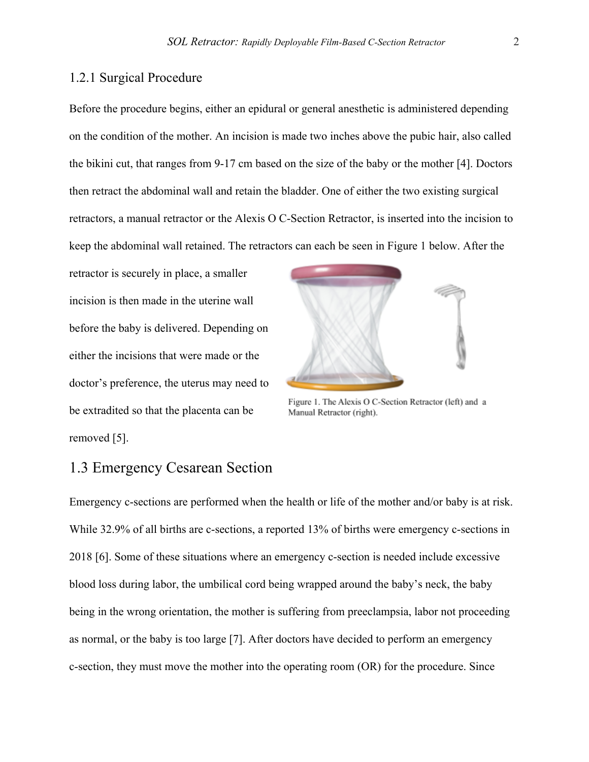### 1.2.1 Surgical Procedure

Before the procedure begins, either an epidural or general anesthetic is administered depending on the condition of the mother. An incision is made two inches above the pubic hair, also called the bikini cut, that ranges from 9-17 cm based on the size of the baby or the mother [4]. Doctors then retract the abdominal wall and retain the bladder. One of either the two existing surgical retractors, a manual retractor or the Alexis O C-Section Retractor, is inserted into the incision to keep the abdominal wall retained. The retractors can each be seen in Figure 1 below. After the retractor is securely in place, a smaller incision is then made in the uterine wall before the baby is delivered. Depending on either the incisions that were made or the doctor's preference, the uterus may need to be extradited so that the placenta can be removed [5].

Figure 1. The Alexis O C-Section Retractor (left) and a Manual Retractor (right).

## 1.3 Emergency Cesarean Section

Emergency c-sections are performed when the health or life of the mother and/or baby is at risk. While 32.9% of all births are c-sections, a reported 13% of births were emergency c-sections in 2018 [6]. Some of these situations where an emergency c-section is needed include excessive blood loss during labor, the umbilical cord being wrapped around the baby's neck, the baby being in the wrong orientation, the mother is suffering from preeclampsia, labor not proceeding as normal, or the baby is too large [7]. After doctors have decided to perform an emergency c-section, they must move the mother into the operating room (OR) for the procedure. Since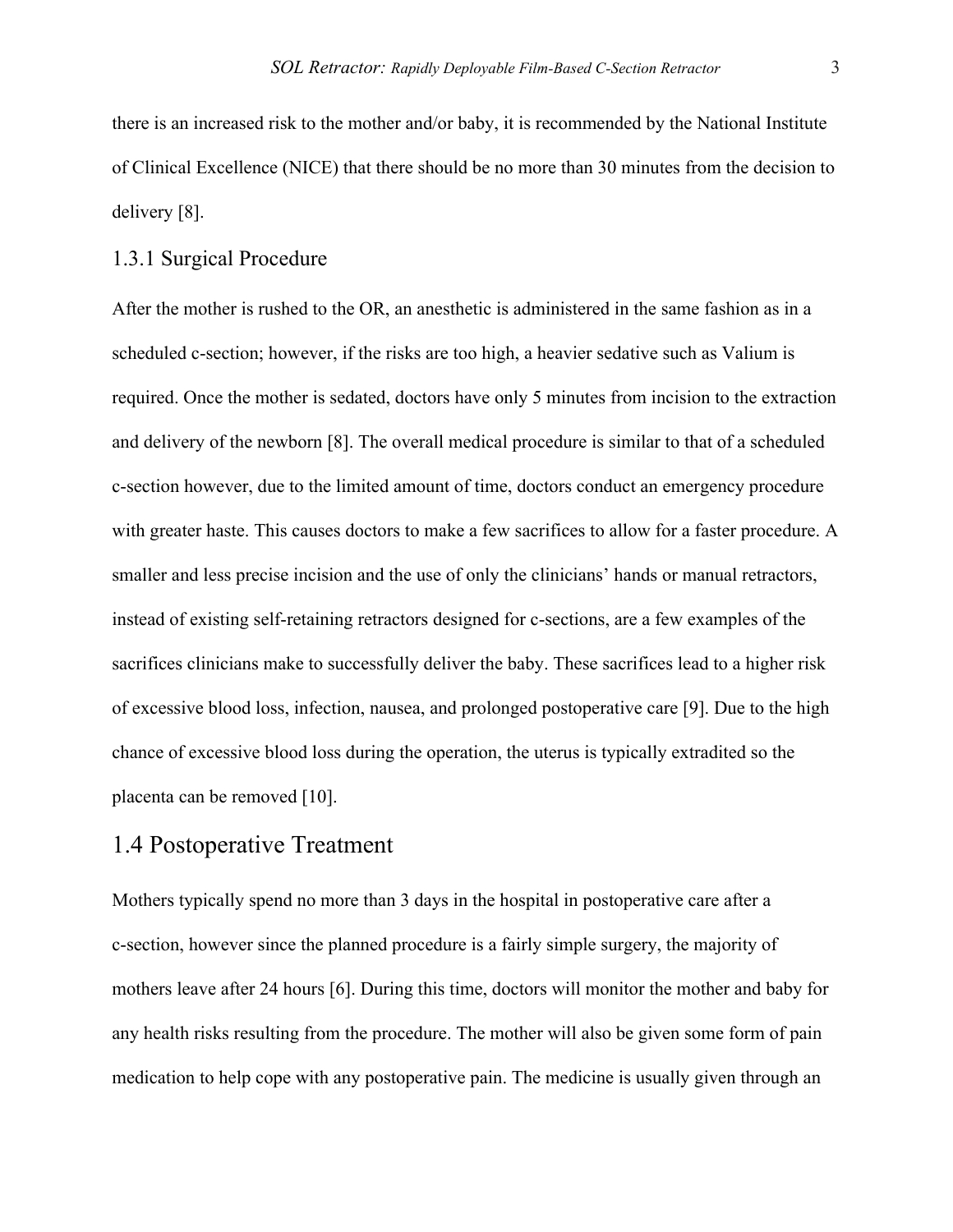there is an increased risk to the mother and/or baby, it is recommended by the National Institute of Clinical Excellence (NICE) that there should be no more than 30 minutes from the decision to delivery [8].

### 1.3.1 Surgical Procedure

After the mother is rushed to the OR, an anesthetic is administered in the same fashion as in a scheduled c-section; however, if the risks are too high, a heavier sedative such as Valium is required. Once the mother is sedated, doctors have only 5 minutes from incision to the extraction and delivery of the newborn [8]. The overall medical procedure is similar to that of a scheduled c-section however, due to the limited amount of time, doctors conduct an emergency procedure with greater haste. This causes doctors to make a few sacrifices to allow for a faster procedure. A smaller and less precise incision and the use of only the clinicians' hands or manual retractors, instead of existing self-retaining retractors designed for c-sections, are a few examples of the sacrifices clinicians make to successfully deliver the baby. These sacrifices lead to a higher risk of excessive blood loss, infection, nausea, and prolonged postoperative care [9]. Due to the high chance of excessive blood loss during the operation, the uterus is typically extradited so the placenta can be removed [10].

## 1.4 Postoperative Treatment

Mothers typically spend no more than 3 days in the hospital in postoperative care after a c-section, however since the planned procedure is a fairly simple surgery, the majority of mothers leave after 24 hours [6]. During this time, doctors will monitor the mother and baby for any health risks resulting from the procedure. The mother will also be given some form of pain medication to help cope with any postoperative pain. The medicine is usually given through an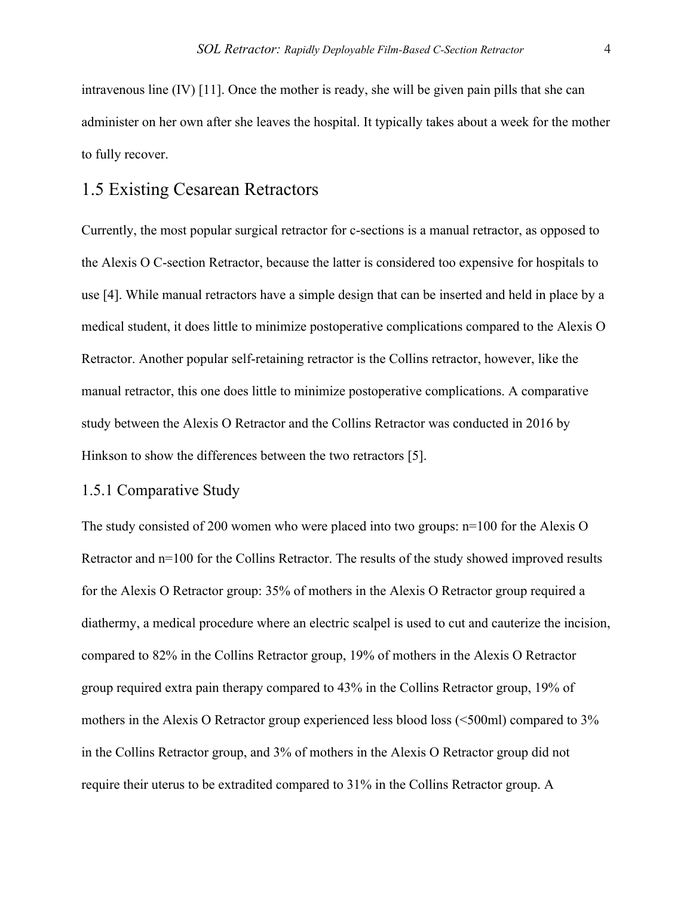intravenous line (IV) [11]. Once the mother is ready, she will be given pain pills that she can administer on her own after she leaves the hospital. It typically takes about a week for the mother to fully recover.

## 1.5 Existing Cesarean Retractors

Currently, the most popular surgical retractor for c-sections is a manual retractor, as opposed to the Alexis O C-section Retractor, because the latter is considered too expensive for hospitals to use [4]. While manual retractors have a simple design that can be inserted and held in place by a medical student, it does little to minimize postoperative complications compared to the Alexis O Retractor. Another popular self-retaining retractor is the Collins retractor, however, like the manual retractor, this one does little to minimize postoperative complications. A comparative study between the Alexis O Retractor and the Collins Retractor was conducted in 2016 by Hinkson to show the differences between the two retractors [5].

### 1.5.1 Comparative Study

The study consisted of 200 women who were placed into two groups: n=100 for the Alexis O Retractor and n=100 for the Collins Retractor. The results of the study showed improved results for the Alexis O Retractor group: 35% of mothers in the Alexis O Retractor group required a diathermy, a medical procedure where an electric scalpel is used to cut and cauterize the incision, compared to 82% in the Collins Retractor group, 19% of mothers in the Alexis O Retractor group required extra pain therapy compared to 43% in the Collins Retractor group, 19% of mothers in the Alexis O Retractor group experienced less blood loss (<500ml) compared to 3% in the Collins Retractor group, and 3% of mothers in the Alexis O Retractor group did not require their uterus to be extradited compared to 31% in the Collins Retractor group. A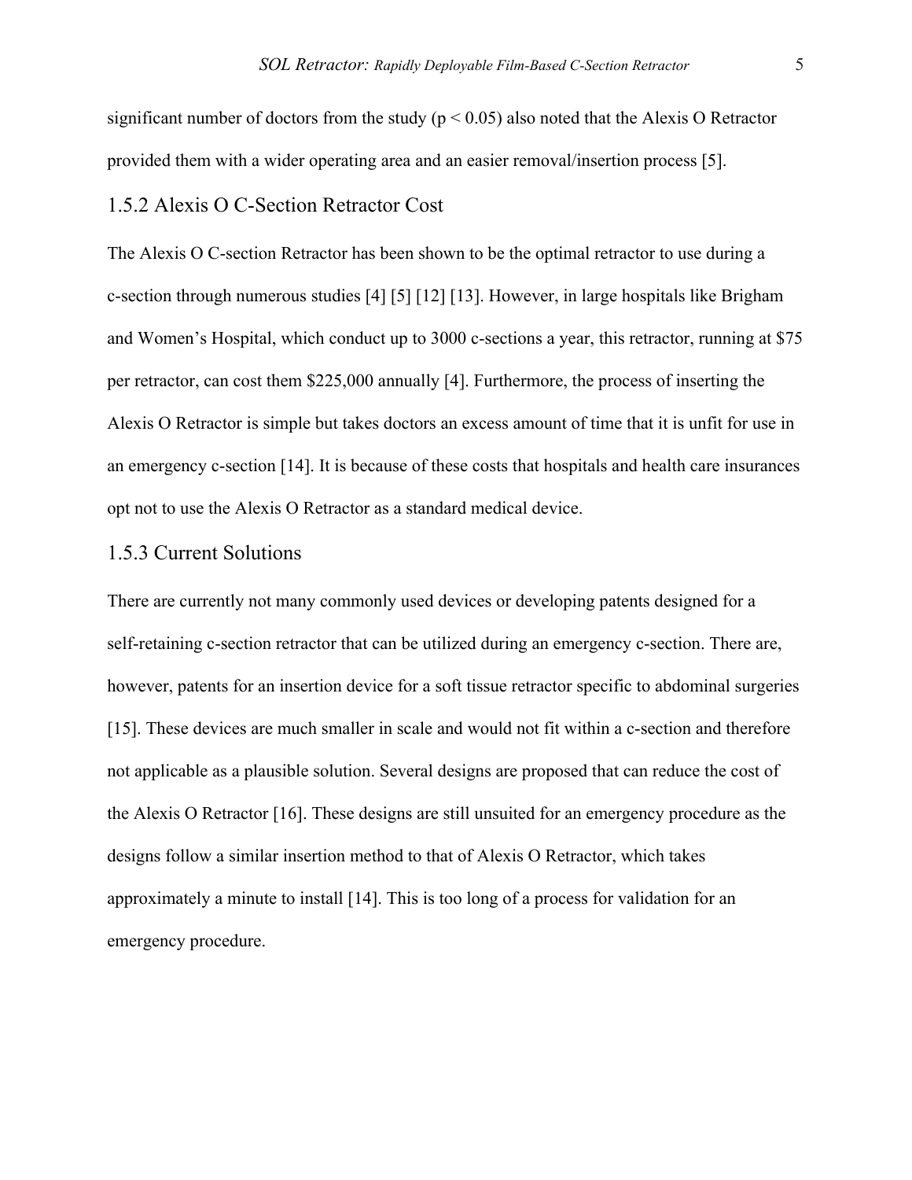significant number of doctors from the study ($p < 0.05$) also noted that the Alexis O Retractor provided them with a wider operating area and an easier removal/insertion process [5].

### 1.5.2 Alexis O C-Section Retractor Cost

The Alexis O C-section Retractor has been shown to be the optimal retractor to use during a c-section through numerous studies [4] [5] [12] [13]. However, in large hospitals like Brigham and Women's Hospital, which conduct up to 3000 c-sections a year, this retractor, running at $75 per retractor, can cost them $225,000 annually [4]. Furthermore, the process of inserting the Alexis O Retractor is simple but takes doctors an excess amount of time that it is unfit for use in an emergency c-section [14]. It is because of these costs that hospitals and health care insurances opt not to use the Alexis O Retractor as a standard medical device.

### 1.5.3 Current Solutions

There are currently not many commonly used devices or developing patents designed for a self-retaining c-section retractor that can be utilized during an emergency c-section. There are, however, patents for an insertion device for a soft tissue retractor specific to abdominal surgeries [15]. These devices are much smaller in scale and would not fit within a c-section and therefore not applicable as a plausible solution. Several designs are proposed that can reduce the cost of the Alexis O Retractor [16]. These designs are still unsuited for an emergency procedure as the designs follow a similar insertion method to that of Alexis O Retractor, which takes approximately a minute to install [14]. This is too long of a process for validation for an emergency procedure.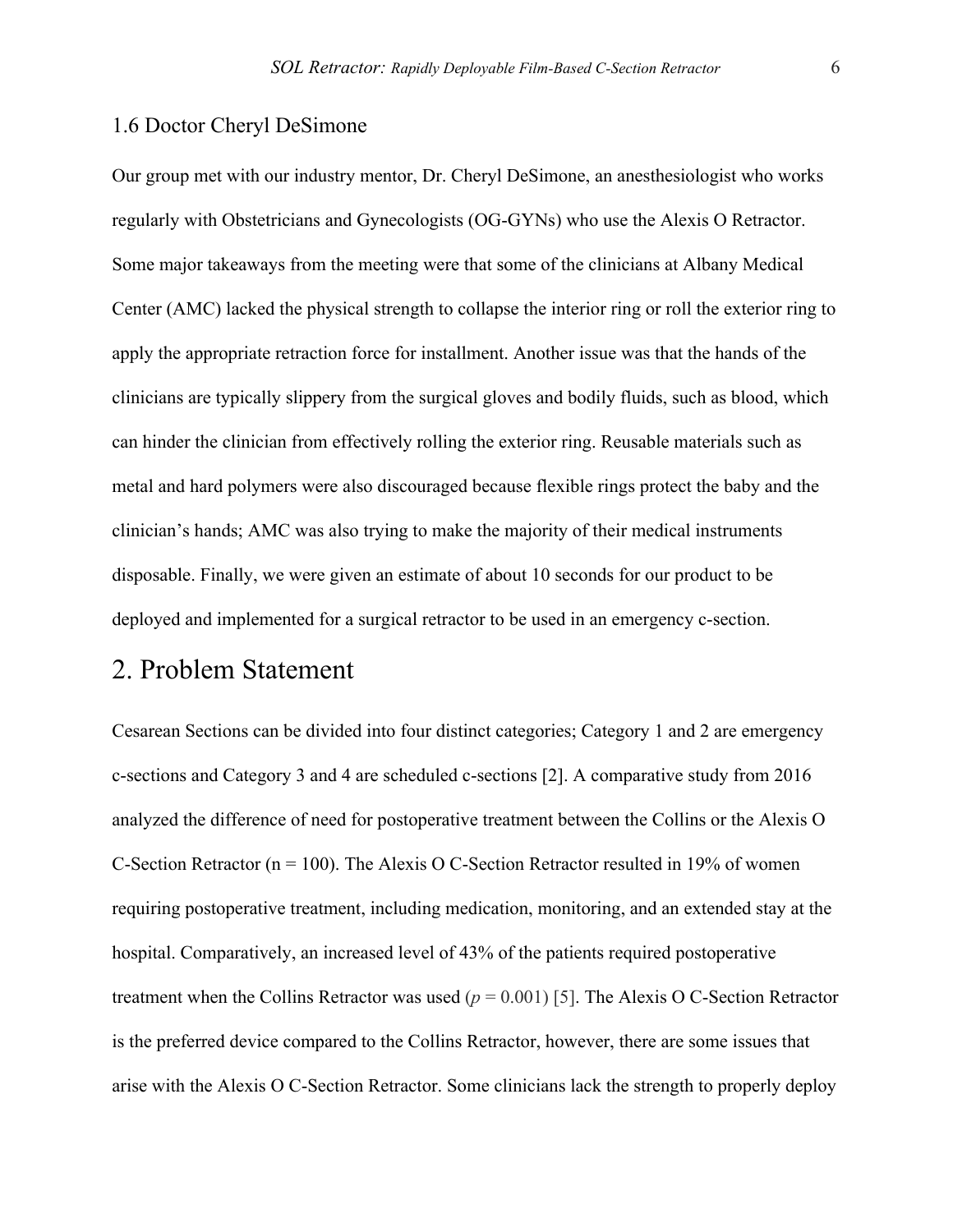### 1.6 Doctor Cheryl DeSimone

Our group met with our industry mentor, Dr. Cheryl DeSimone, an anesthesiologist who works regularly with Obstetricians and Gynecologists (OG-GYNs) who use the Alexis O Retractor. Some major takeaways from the meeting were that some of the clinicians at Albany Medical Center (AMC) lacked the physical strength to collapse the interior ring or roll the exterior ring to apply the appropriate retraction force for installment. Another issue was that the hands of the clinicians are typically slippery from the surgical gloves and bodily fluids, such as blood, which can hinder the clinician from effectively rolling the exterior ring. Reusable materials such as metal and hard polymers were also discouraged because flexible rings protect the baby and the clinician's hands; AMC was also trying to make the majority of their medical instruments disposable. Finally, we were given an estimate of about 10 seconds for our product to be deployed and implemented for a surgical retractor to be used in an emergency c-section.

## 2. Problem Statement

Cesarean Sections can be divided into four distinct categories; Category 1 and 2 are emergency c-sections and Category 3 and 4 are scheduled c-sections [2]. A comparative study from 2016 analyzed the difference of need for postoperative treatment between the Collins or the Alexis O C-Section Retractor (n = 100). The Alexis O C-Section Retractor resulted in 19% of women requiring postoperative treatment, including medication, monitoring, and an extended stay at the hospital. Comparatively, an increased level of 43% of the patients required postoperative treatment when the Collins Retractor was used ($p = 0.001$) [5]. The Alexis O C-Section Retractor is the preferred device compared to the Collins Retractor, however, there are some issues that arise with the Alexis O C-Section Retractor. Some clinicians lack the strength to properly deploy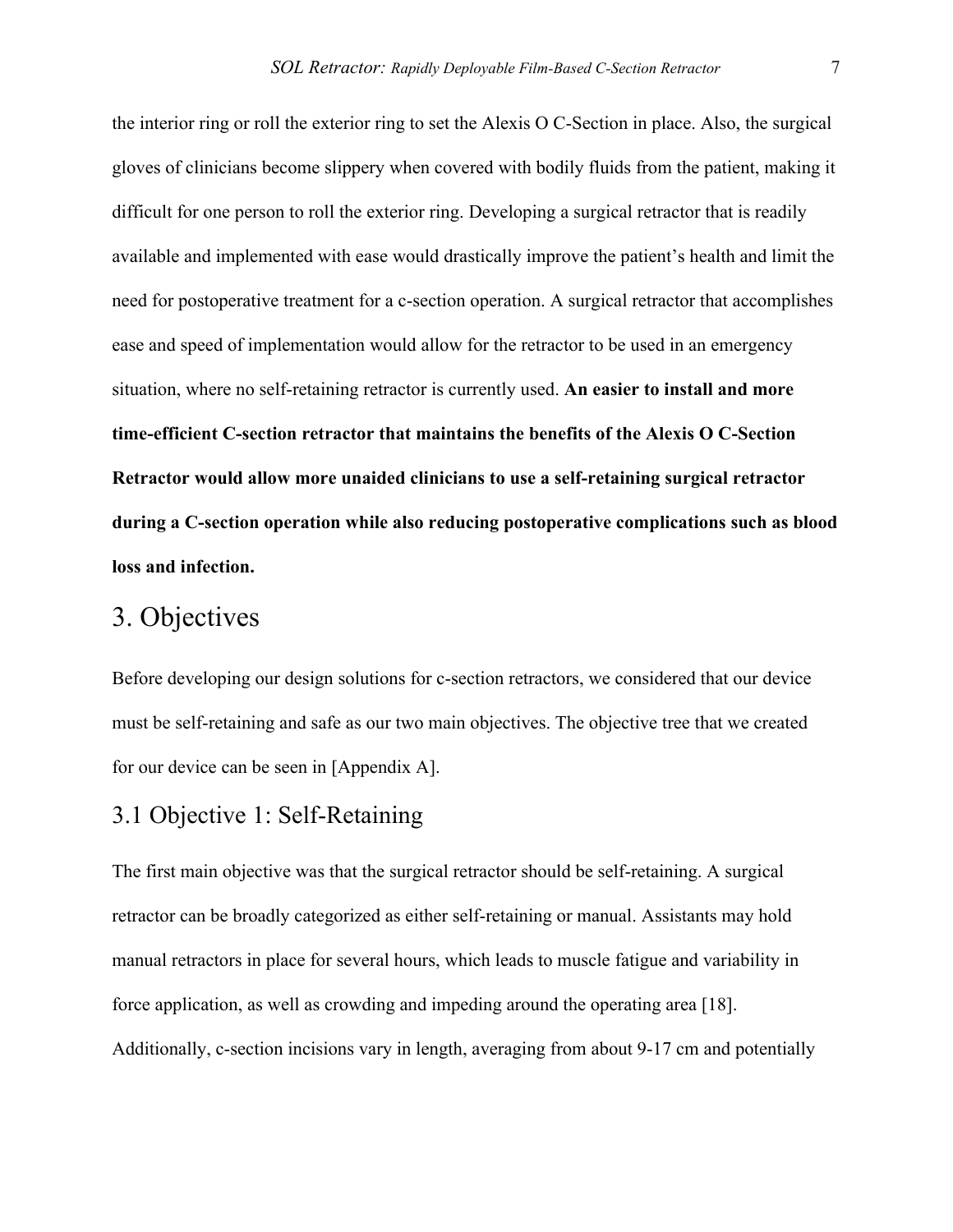the interior ring or roll the exterior ring to set the Alexis O C-Section in place. Also, the surgical gloves of clinicians become slippery when covered with bodily fluids from the patient, making it difficult for one person to roll the exterior ring. Developing a surgical retractor that is readily available and implemented with ease would drastically improve the patient's health and limit the need for postoperative treatment for a c-section operation. A surgical retractor that accomplishes ease and speed of implementation would allow for the retractor to be used in an emergency situation, where no self-retaining retractor is currently used. **An easier to install and more time-efficient C-section retractor that maintains the benefits of the Alexis O C-Section Retractor would allow more unaided clinicians to use a self-retaining surgical retractor during a C-section operation while also reducing postoperative complications such as blood loss and infection.**

# 3. Objectives

Before developing our design solutions for c-section retractors, we considered that our device must be self-retaining and safe as our two main objectives. The objective tree that we created for our device can be seen in [Appendix A].

## 3.1 Objective 1: Self-Retaining

The first main objective was that the surgical retractor should be self-retaining. A surgical retractor can be broadly categorized as either self-retaining or manual. Assistants may hold manual retractors in place for several hours, which leads to muscle fatigue and variability in force application, as well as crowding and impeding around the operating area [18]. Additionally, c-section incisions vary in length, averaging from about 9-17 cm and potentially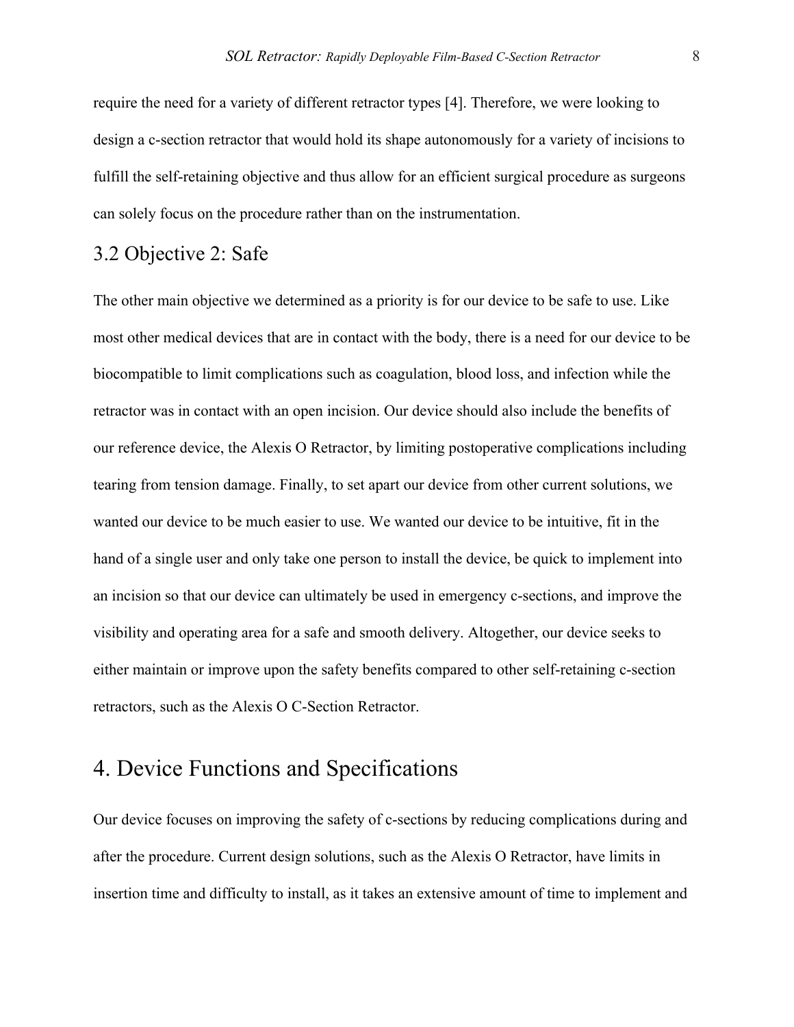require the need for a variety of different retractor types [4]. Therefore, we were looking to design a c-section retractor that would hold its shape autonomously for a variety of incisions to fulfill the self-retaining objective and thus allow for an efficient surgical procedure as surgeons can solely focus on the procedure rather than on the instrumentation.

## 3.2 Objective 2: Safe

The other main objective we determined as a priority is for our device to be safe to use. Like most other medical devices that are in contact with the body, there is a need for our device to be biocompatible to limit complications such as coagulation, blood loss, and infection while the retractor was in contact with an open incision. Our device should also include the benefits of our reference device, the Alexis O Retractor, by limiting postoperative complications including tearing from tension damage. Finally, to set apart our device from other current solutions, we wanted our device to be much easier to use. We wanted our device to be intuitive, fit in the hand of a single user and only take one person to install the device, be quick to implement into an incision so that our device can ultimately be used in emergency c-sections, and improve the visibility and operating area for a safe and smooth delivery. Altogether, our device seeks to either maintain or improve upon the safety benefits compared to other self-retaining c-section retractors, such as the Alexis O C-Section Retractor.

# 4. Device Functions and Specifications

Our device focuses on improving the safety of c-sections by reducing complications during and after the procedure. Current design solutions, such as the Alexis O Retractor, have limits in insertion time and difficulty to install, as it takes an extensive amount of time to implement and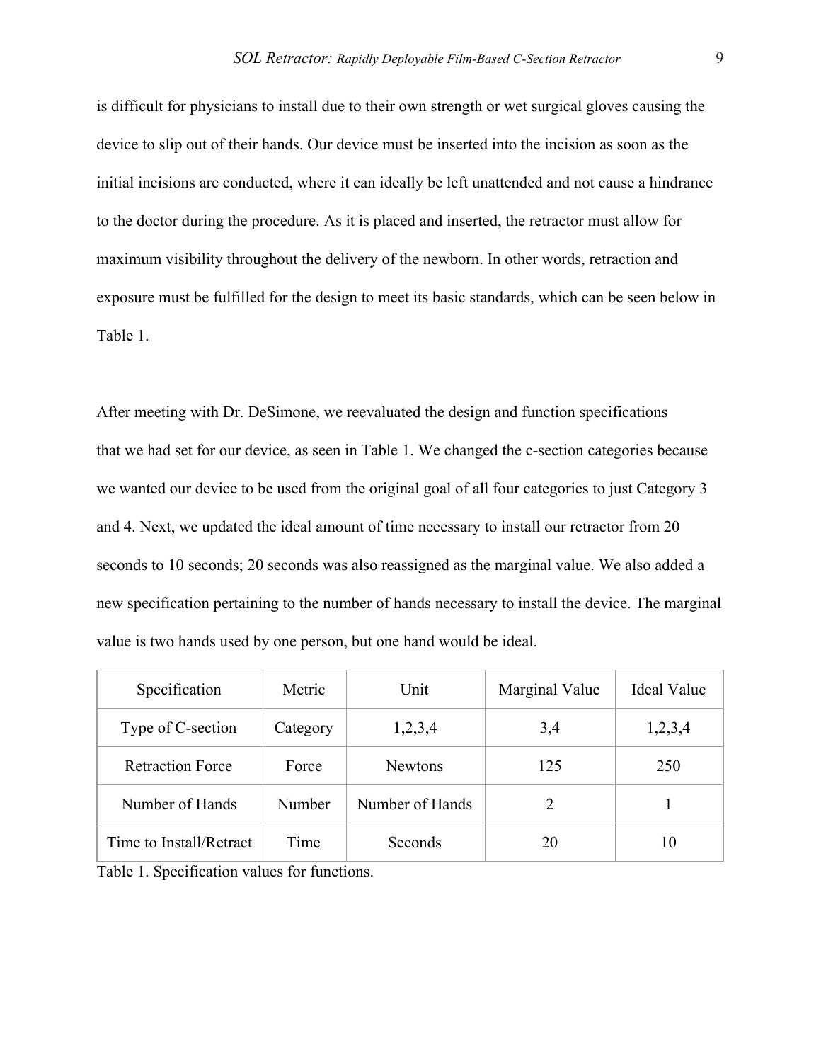is difficult for physicians to install due to their own strength or wet surgical gloves causing the device to slip out of their hands. Our device must be inserted into the incision as soon as the initial incisions are conducted, where it can ideally be left unattended and not cause a hindrance to the doctor during the procedure. As it is placed and inserted, the retractor must allow for maximum visibility throughout the delivery of the newborn. In other words, retraction and exposure must be fulfilled for the design to meet its basic standards, which can be seen below in Table 1.

After meeting with Dr. DeSimone, we reevaluated the design and function specifications that we had set for our device, as seen in Table 1. We changed the c-section categories because we wanted our device to be used from the original goal of all four categories to just Category 3 and 4. Next, we updated the ideal amount of time necessary to install our retractor from 20 seconds to 10 seconds; 20 seconds was also reassigned as the marginal value. We also added a new specification pertaining to the number of hands necessary to install the device. The marginal value is two hands used by one person, but one hand would be ideal.

| Specification | Metric | Unit | Marginal Value | Ideal Value |
|---|---|---|---|---|
| Type of C-section | Category | 1,2,3,4 | 3,4 | 1,2,3,4 |
| Retraction Force | Force | Newtons | 125 | 250 |
| Number of Hands | Number | Number of Hands | 2 | 1 |
| Time to Install/Retract | Time | Seconds | 20 | 10 |

Table 1. Specification values for functions.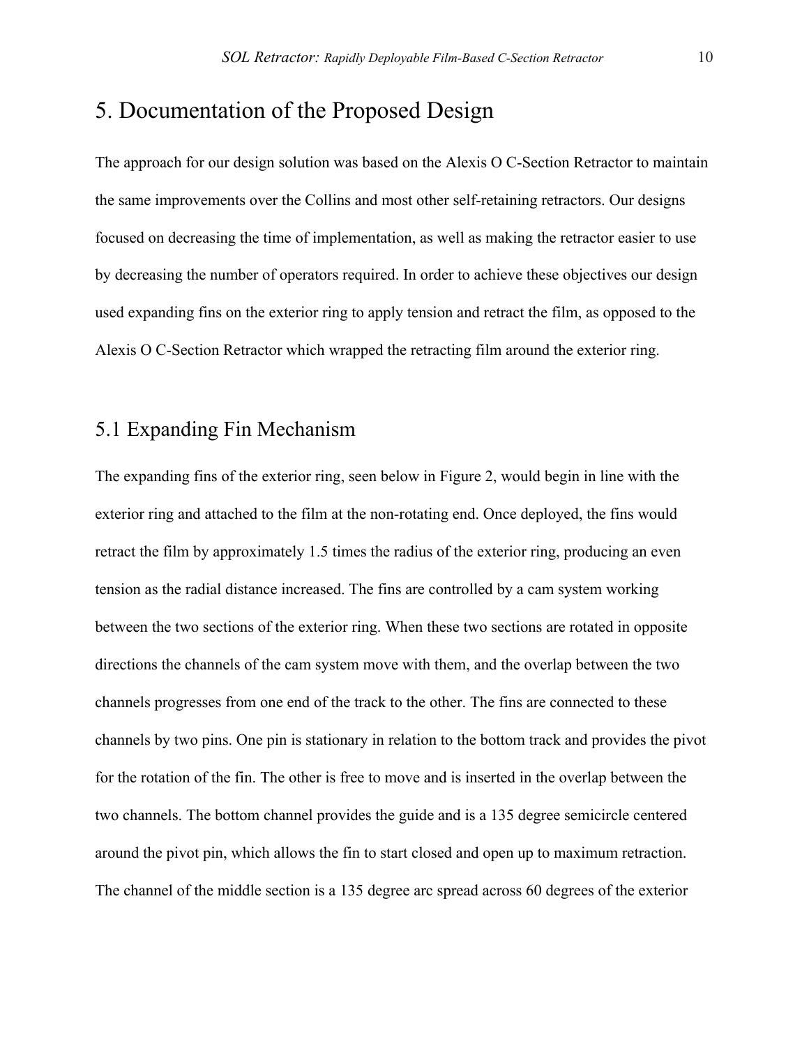# 5. Documentation of the Proposed Design

The approach for our design solution was based on the Alexis O C-Section Retractor to maintain the same improvements over the Collins and most other self-retaining retractors. Our designs focused on decreasing the time of implementation, as well as making the retractor easier to use by decreasing the number of operators required. In order to achieve these objectives our design used expanding fins on the exterior ring to apply tension and retract the film, as opposed to the Alexis O C-Section Retractor which wrapped the retracting film around the exterior ring.

## 5.1 Expanding Fin Mechanism

The expanding fins of the exterior ring, seen below in Figure 2, would begin in line with the exterior ring and attached to the film at the non-rotating end. Once deployed, the fins would retract the film by approximately 1.5 times the radius of the exterior ring, producing an even tension as the radial distance increased. The fins are controlled by a cam system working between the two sections of the exterior ring. When these two sections are rotated in opposite directions the channels of the cam system move with them, and the overlap between the two channels progresses from one end of the track to the other. The fins are connected to these channels by two pins. One pin is stationary in relation to the bottom track and provides the pivot for the rotation of the fin. The other is free to move and is inserted in the overlap between the two channels. The bottom channel provides the guide and is a 135 degree semicircle centered around the pivot pin, which allows the fin to start closed and open up to maximum retraction. The channel of the middle section is a 135 degree arc spread across 60 degrees of the exterior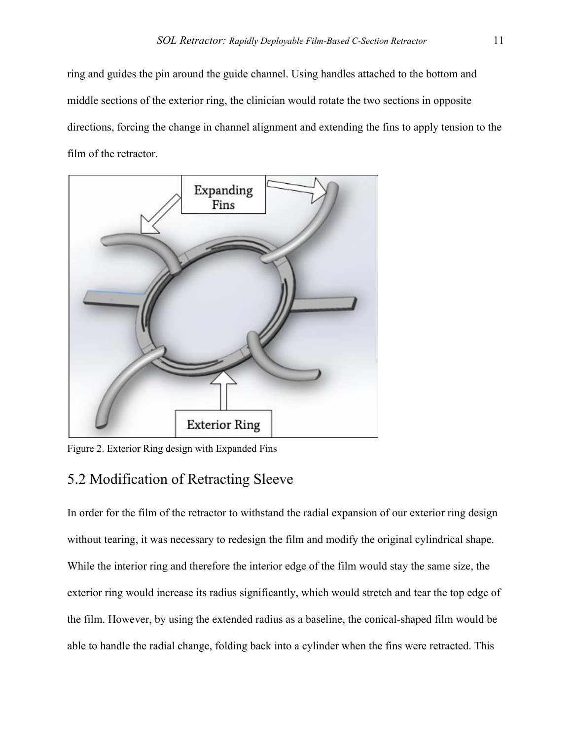ring and guides the pin around the guide channel. Using handles attached to the bottom and middle sections of the exterior ring, the clinician would rotate the two sections in opposite directions, forcing the change in channel alignment and extending the fins to apply tension to the film of the retractor.

Figure 2. Exterior Ring design with Expanded Fins

## 5.2 Modification of Retracting Sleeve

In order for the film of the retractor to withstand the radial expansion of our exterior ring design without tearing, it was necessary to redesign the film and modify the original cylindrical shape. While the interior ring and therefore the interior edge of the film would stay the same size, the exterior ring would increase its radius significantly, which would stretch and tear the top edge of the film. However, by using the extended radius as a baseline, the conical-shaped film would be able to handle the radial change, folding back into a cylinder when the fins were retracted. This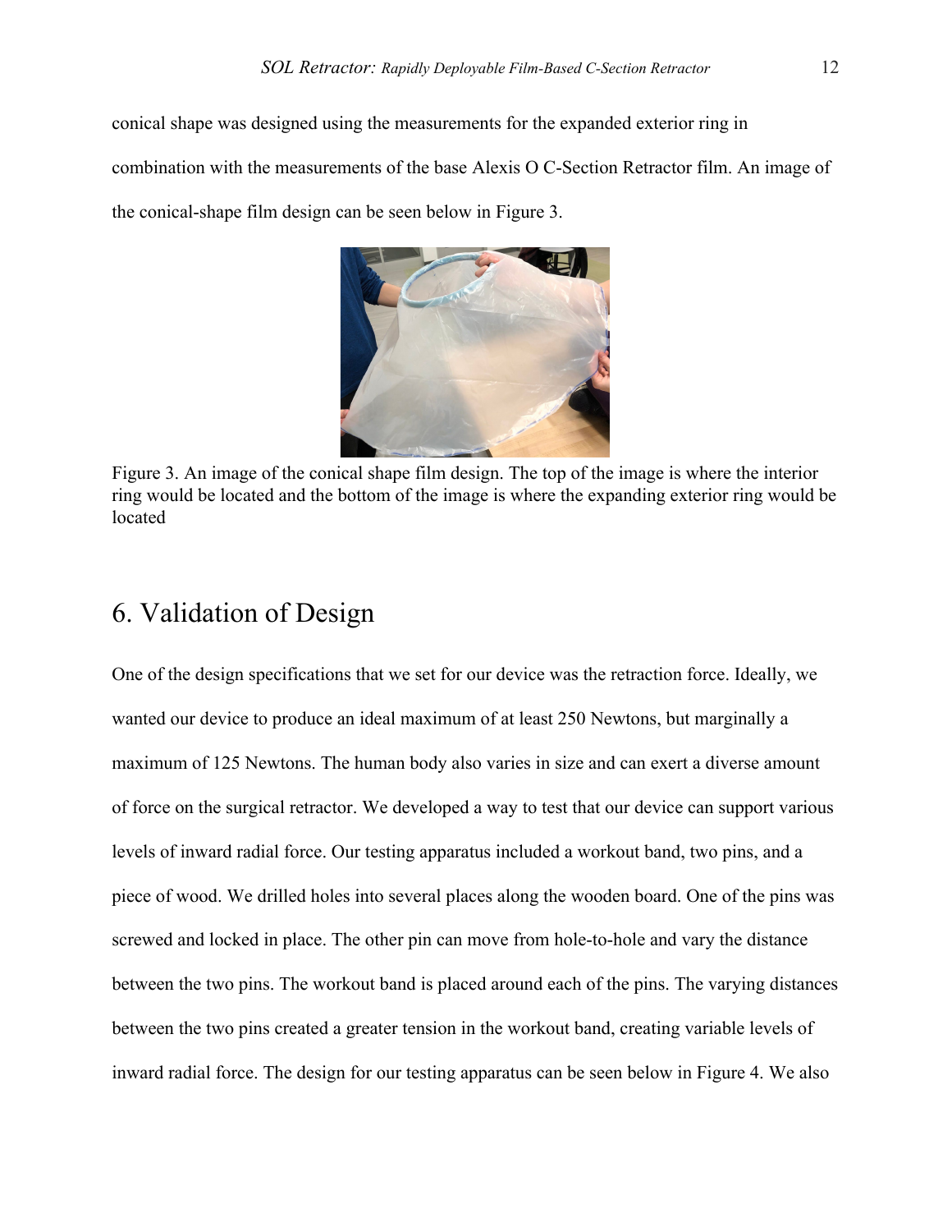conical shape was designed using the measurements for the expanded exterior ring in combination with the measurements of the base Alexis O C-Section Retractor film. An image of the conical-shape film design can be seen below in Figure 3.

Figure 3. An image of the conical shape film design. The top of the image is where the interior ring would be located and the bottom of the image is where the expanding exterior ring would be located

# 6. Validation of Design

One of the design specifications that we set for our device was the retraction force. Ideally, we wanted our device to produce an ideal maximum of at least 250 Newtons, but marginally a maximum of 125 Newtons. The human body also varies in size and can exert a diverse amount of force on the surgical retractor. We developed a way to test that our device can support various levels of inward radial force. Our testing apparatus included a workout band, two pins, and a piece of wood. We drilled holes into several places along the wooden board. One of the pins was screwed and locked in place. The other pin can move from hole-to-hole and vary the distance between the two pins. The workout band is placed around each of the pins. The varying distances between the two pins created a greater tension in the workout band, creating variable levels of inward radial force. The design for our testing apparatus can be seen below in Figure 4. We also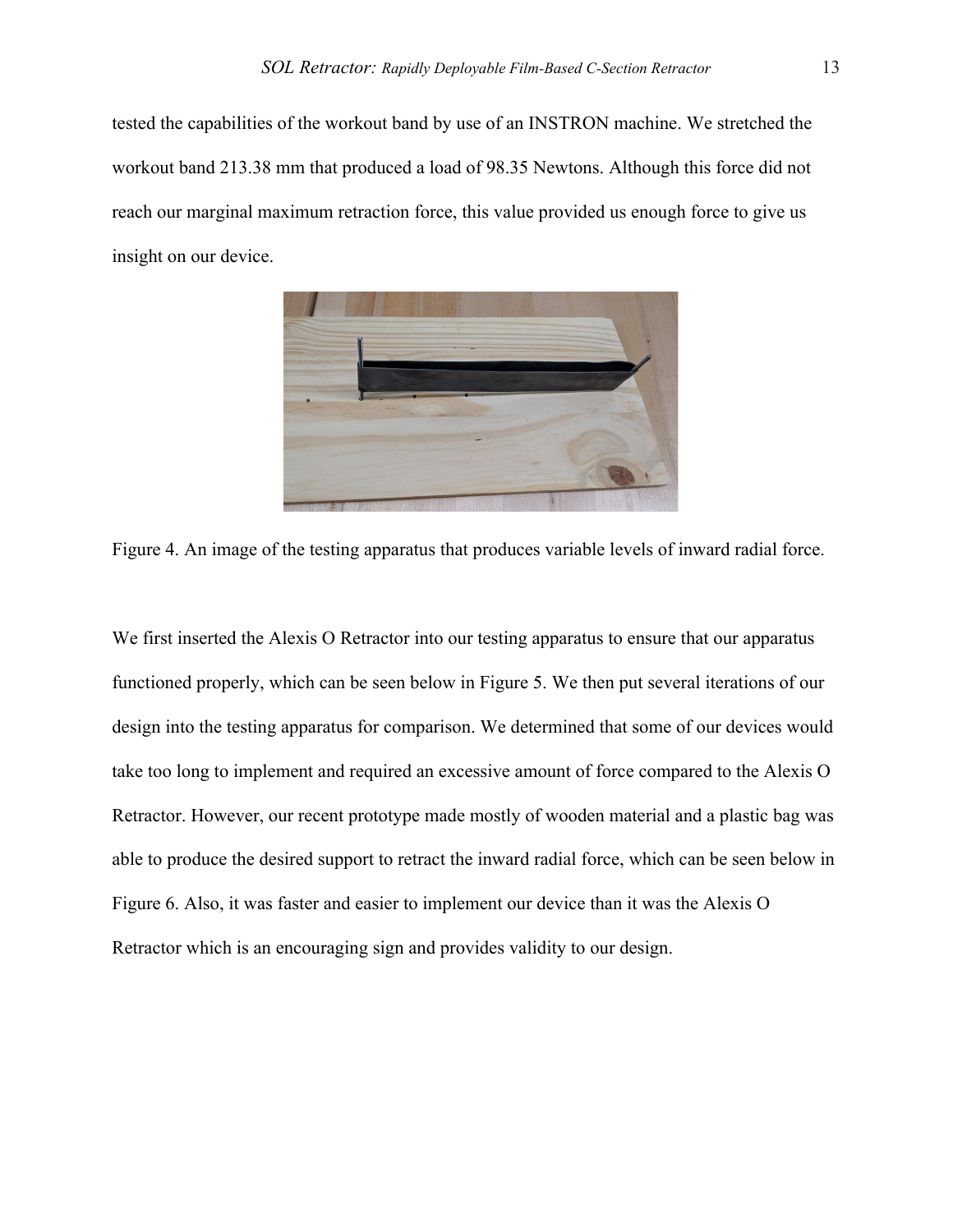tested the capabilities of the workout band by use of an INSTRON machine. We stretched the workout band 213.38 mm that produced a load of 98.35 Newtons. Although this force did not reach our marginal maximum retraction force, this value provided us enough force to give us insight on our device.

Figure 4. An image of the testing apparatus that produces variable levels of inward radial force.

We first inserted the Alexis O Retractor into our testing apparatus to ensure that our apparatus functioned properly, which can be seen below in Figure 5. We then put several iterations of our design into the testing apparatus for comparison. We determined that some of our devices would take too long to implement and required an excessive amount of force compared to the Alexis O Retractor. However, our recent prototype made mostly of wooden material and a plastic bag was able to produce the desired support to retract the inward radial force, which can be seen below in Figure 6. Also, it was faster and easier to implement our device than it was the Alexis O Retractor which is an encouraging sign and provides validity to our design.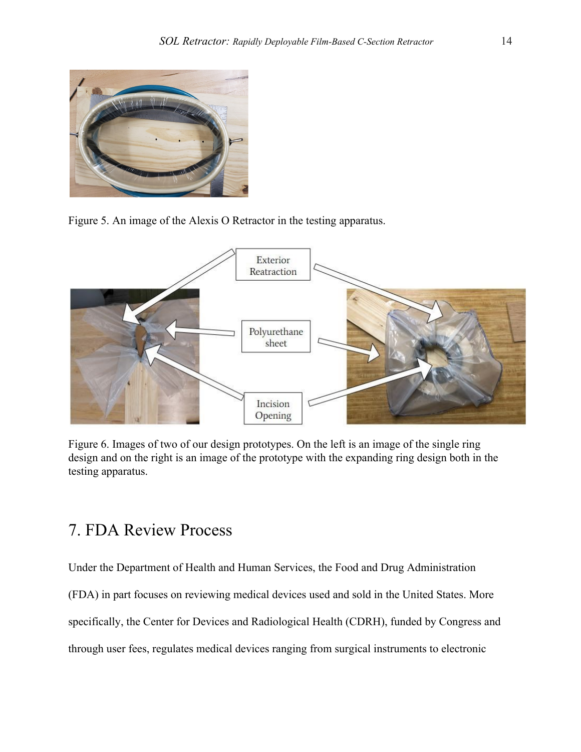Figure 5. An image of the Alexis O Retractor in the testing apparatus.

Figure 6. Images of two of our design prototypes. On the left is an image of the single ring design and on the right is an image of the prototype with the expanding ring design both in the testing apparatus.

## 7. FDA Review Process

Under the Department of Health and Human Services, the Food and Drug Administration (FDA) in part focuses on reviewing medical devices used and sold in the United States. More specifically, the Center for Devices and Radiological Health (CDRH), funded by Congress and through user fees, regulates medical devices ranging from surgical instruments to electronic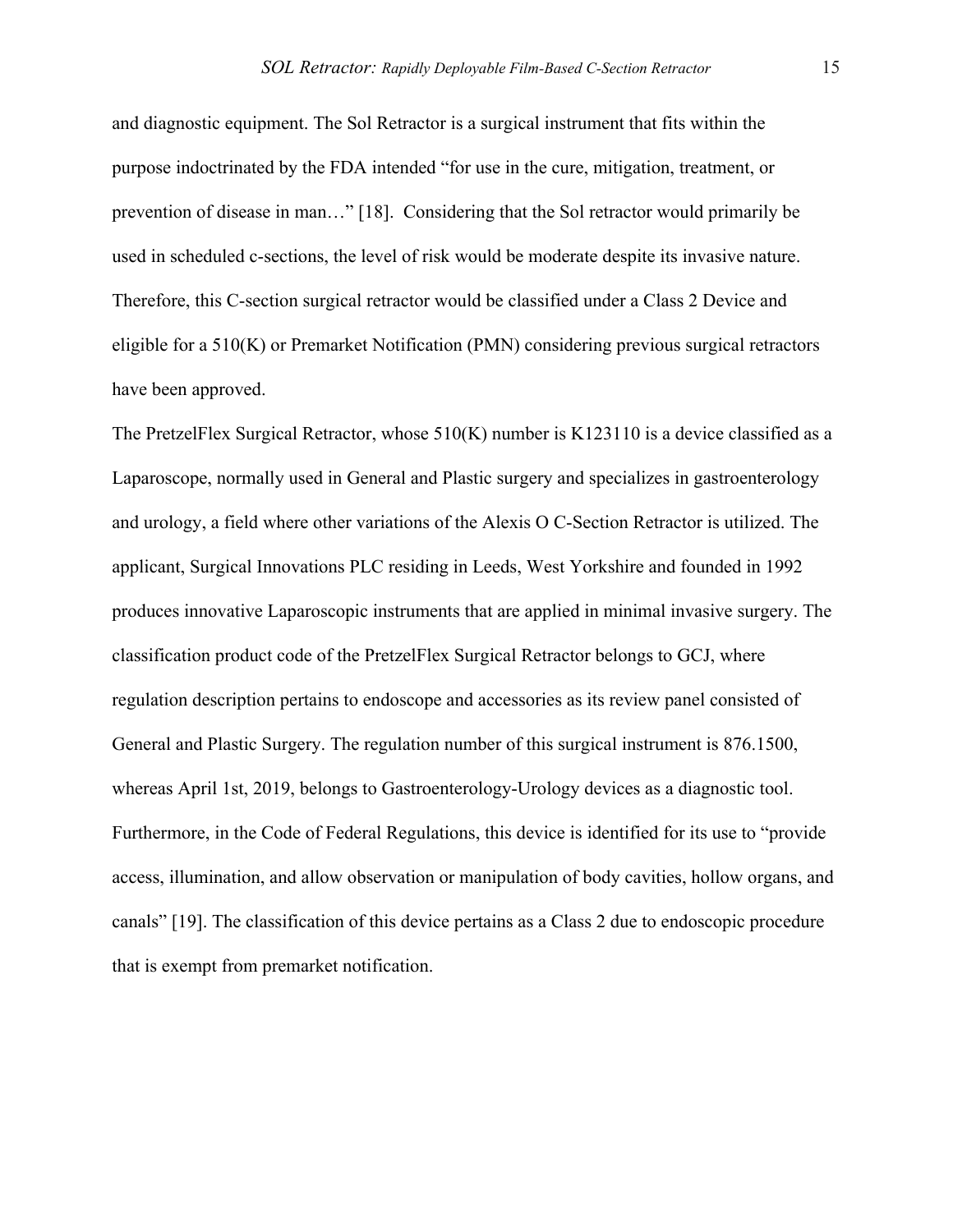and diagnostic equipment. The Sol Retractor is a surgical instrument that fits within the purpose indoctrinated by the FDA intended "for use in the cure, mitigation, treatment, or prevention of disease in man…" [18]. Considering that the Sol retractor would primarily be used in scheduled c-sections, the level of risk would be moderate despite its invasive nature. Therefore, this C-section surgical retractor would be classified under a Class 2 Device and eligible for a 510(K) or Premarket Notification (PMN) considering previous surgical retractors have been approved.

The PretzelFlex Surgical Retractor, whose 510(K) number is K123110 is a device classified as a Laparoscope, normally used in General and Plastic surgery and specializes in gastroenterology and urology, a field where other variations of the Alexis O C-Section Retractor is utilized. The applicant, Surgical Innovations PLC residing in Leeds, West Yorkshire and founded in 1992 produces innovative Laparoscopic instruments that are applied in minimal invasive surgery. The classification product code of the PretzelFlex Surgical Retractor belongs to GCJ, where regulation description pertains to endoscope and accessories as its review panel consisted of General and Plastic Surgery. The regulation number of this surgical instrument is 876.1500, whereas April 1st, 2019, belongs to Gastroenterology-Urology devices as a diagnostic tool. Furthermore, in the Code of Federal Regulations, this device is identified for its use to "provide access, illumination, and allow observation or manipulation of body cavities, hollow organs, and canals" [19]. The classification of this device pertains as a Class 2 due to endoscopic procedure that is exempt from premarket notification.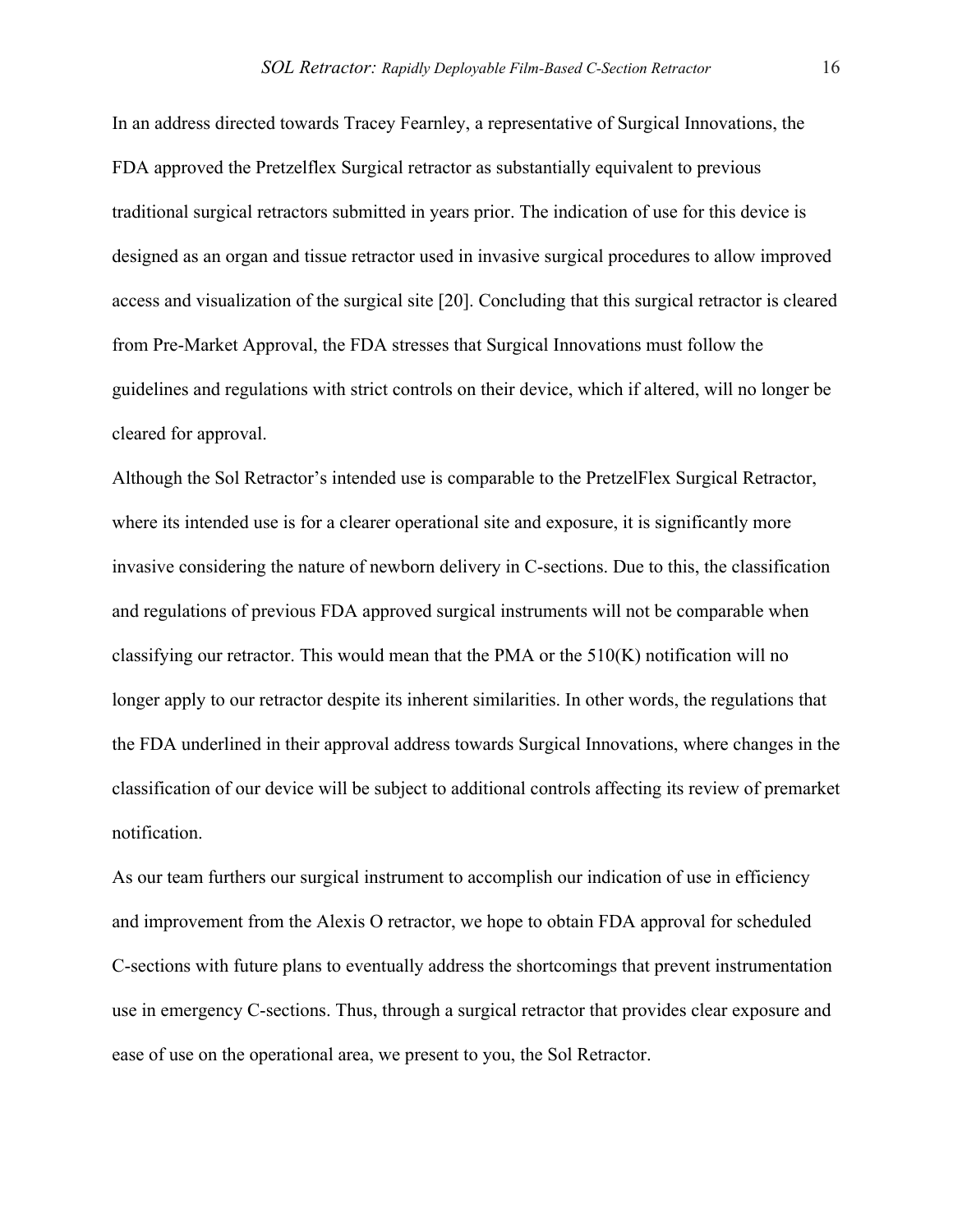In an address directed towards Tracey Fearnley, a representative of Surgical Innovations, the FDA approved the Pretzelflex Surgical retractor as substantially equivalent to previous traditional surgical retractors submitted in years prior. The indication of use for this device is designed as an organ and tissue retractor used in invasive surgical procedures to allow improved access and visualization of the surgical site [20]. Concluding that this surgical retractor is cleared from Pre-Market Approval, the FDA stresses that Surgical Innovations must follow the guidelines and regulations with strict controls on their device, which if altered, will no longer be cleared for approval.

Although the Sol Retractor's intended use is comparable to the PretzelFlex Surgical Retractor, where its intended use is for a clearer operational site and exposure, it is significantly more invasive considering the nature of newborn delivery in C-sections. Due to this, the classification and regulations of previous FDA approved surgical instruments will not be comparable when classifying our retractor. This would mean that the PMA or the 510(K) notification will no longer apply to our retractor despite its inherent similarities. In other words, the regulations that the FDA underlined in their approval address towards Surgical Innovations, where changes in the classification of our device will be subject to additional controls affecting its review of premarket notification.

As our team furthers our surgical instrument to accomplish our indication of use in efficiency and improvement from the Alexis O retractor, we hope to obtain FDA approval for scheduled C-sections with future plans to eventually address the shortcomings that prevent instrumentation use in emergency C-sections. Thus, through a surgical retractor that provides clear exposure and ease of use on the operational area, we present to you, the Sol Retractor.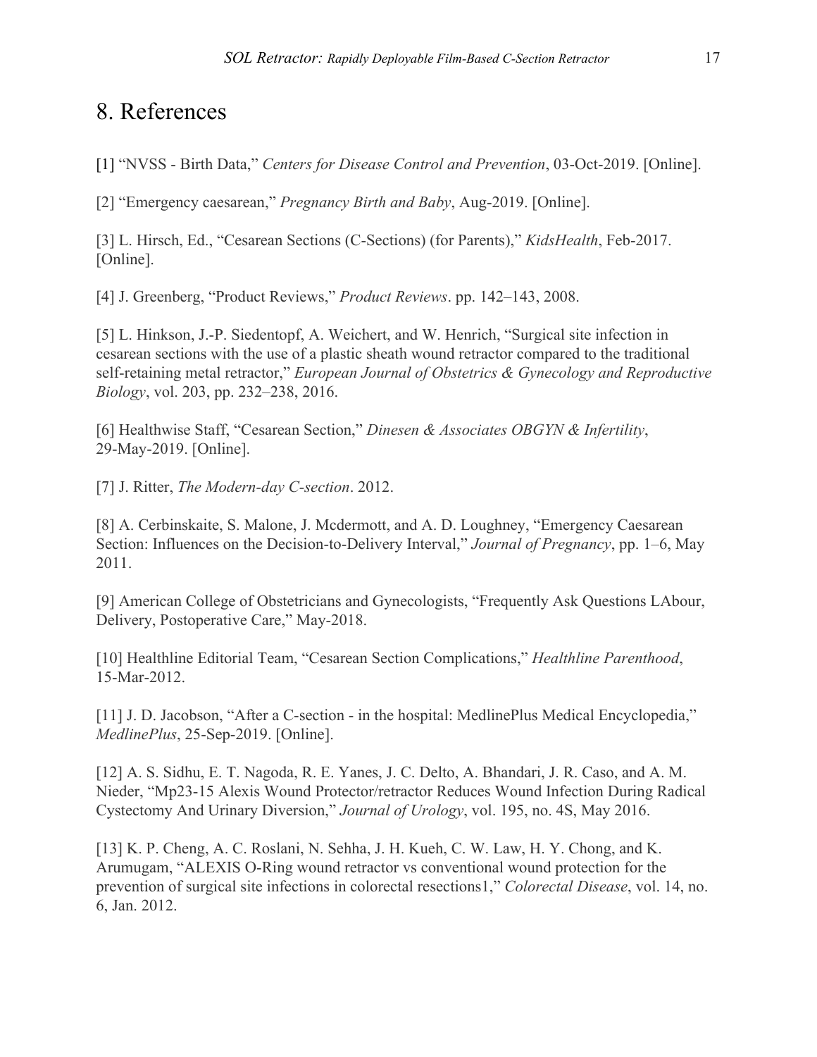# 8. References

[1] "NVSS - Birth Data," *Centers for Disease Control and Prevention*, 03-Oct-2019. [Online].

[2] "Emergency caesarean," *Pregnancy Birth and Baby*, Aug-2019. [Online].

[3] L. Hirsch, Ed., "Cesarean Sections (C-Sections) (for Parents)," *KidsHealth*, Feb-2017. [Online].

[4] J. Greenberg, "Product Reviews," *Product Reviews*. pp. 142–143, 2008.

[5] L. Hinkson, J.-P. Siedentopf, A. Weichert, and W. Henrich, "Surgical site infection in cesarean sections with the use of a plastic sheath wound retractor compared to the traditional self-retaining metal retractor," *European Journal of Obstetrics & Gynecology and Reproductive Biology*, vol. 203, pp. 232–238, 2016.

[6] Healthwise Staff, "Cesarean Section," *Dinesen & Associates OBGYN & Infertility*, 29-May-2019. [Online].

[7] J. Ritter, *The Modern-day C-section*. 2012.

[8] A. Cerbinskaite, S. Malone, J. Mcdermott, and A. D. Loughney, "Emergency Caesarean Section: Influences on the Decision-to-Delivery Interval," *Journal of Pregnancy*, pp. 1–6, May 2011.

[9] American College of Obstetricians and Gynecologists, "Frequently Ask Questions LAbour, Delivery, Postoperative Care," May-2018.

[10] Healthline Editorial Team, "Cesarean Section Complications," *Healthline Parenthood*, 15-Mar-2012.

[11] J. D. Jacobson, "After a C-section - in the hospital: MedlinePlus Medical Encyclopedia," *MedlinePlus*, 25-Sep-2019. [Online].

[12] A. S. Sidhu, E. T. Nagoda, R. E. Yanes, J. C. Delto, A. Bhandari, J. R. Caso, and A. M. Nieder, "Mp23-15 Alexis Wound Protector/retractor Reduces Wound Infection During Radical Cystectomy And Urinary Diversion," *Journal of Urology*, vol. 195, no. 4S, May 2016.

[13] K. P. Cheng, A. C. Roslani, N. Sehha, J. H. Kueh, C. W. Law, H. Y. Chong, and K. Arumugam, "ALEXIS O-Ring wound retractor vs conventional wound protection for the prevention of surgical site infections in colorectal resections1," *Colorectal Disease*, vol. 14, no. 6, Jan. 2012.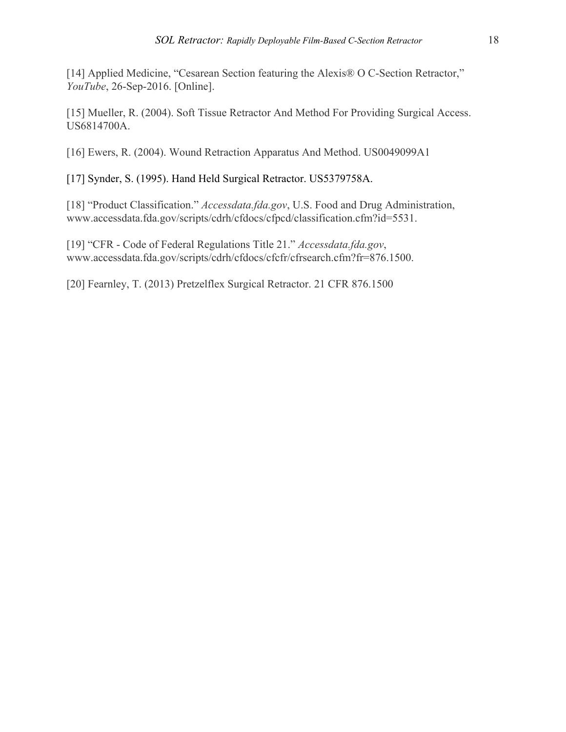[14] Applied Medicine, “Cesarean Section featuring the Alexis® O C-Section Retractor,” *YouTube*, 26-Sep-2016. [Online].

[15] Mueller, R. (2004). Soft Tissue Retractor And Method For Providing Surgical Access. US6814700A.

[16] Ewers, R. (2004). Wound Retraction Apparatus And Method. US0049099A1

[17] Synder, S. (1995). Hand Held Surgical Retractor. US5379758A.

[18] “Product Classification.” *Accessdata.fda.gov*, U.S. Food and Drug Administration, www.accessdata.fda.gov/scripts/cdrh/cfdocs/cfpcd/classification.cfm?id=5531.

[19] “CFR - Code of Federal Regulations Title 21.” *Accessdata.fda.gov*, www.accessdata.fda.gov/scripts/cdrh/cfdocs/cfcfr/cfrsearch.cfm?fr=876.1500.

[20] Fearnley, T. (2013) Pretzelflex Surgical Retractor. 21 CFR 876.1500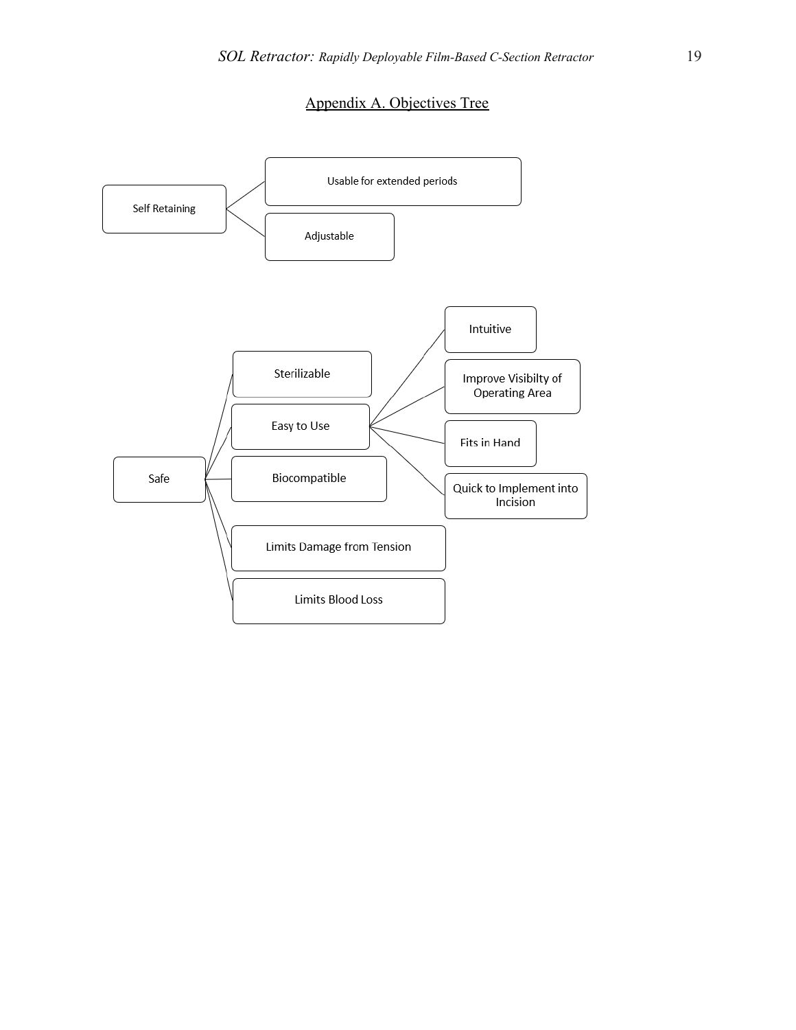## Appendix A. Objectives Tree

Self Retaining

Usable for extended periods

Adjustable

Safe

Sterilizable

Easy to Use

Biocompatible

Limits Damage from Tension

Limits Blood Loss

Intuitive

Improve Visibilty of Operating Area

Fits in Hand

Quick to Implement into Incision